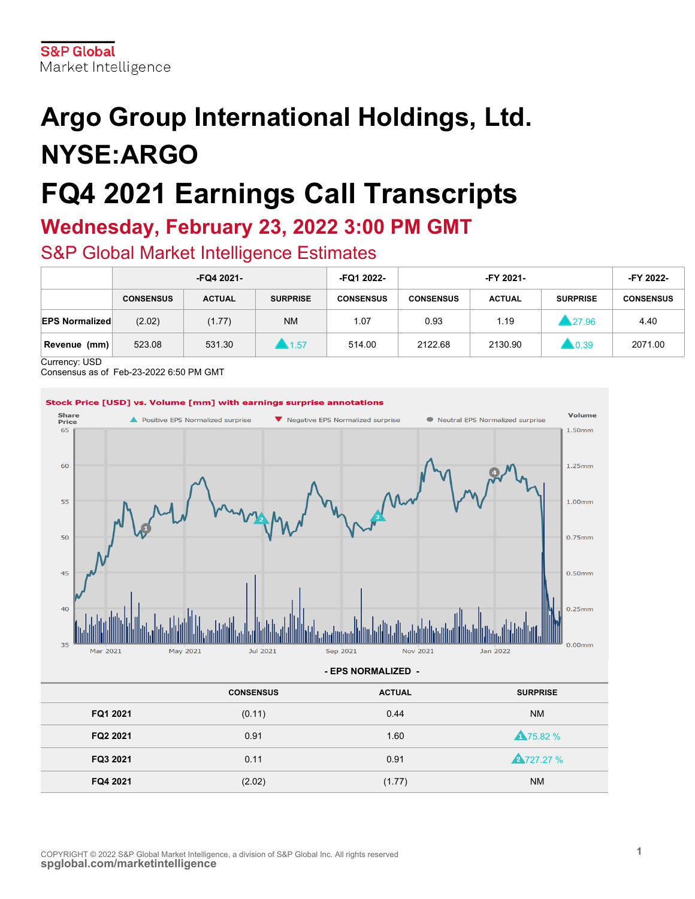S&P Global
Market Intelligence

# Argo Group International Holdings, Ltd. NYSE:ARGO

# FQ4 2021 Earnings Call Transcripts

## Wednesday, February 23, 2022 3:00 PM GMT

### S&P Global Market Intelligence Estimates

| | -FQ4 2021- | | | -FQ1 2022- | -FY 2021- | | | -FY 2022- |
|---|---|---|---|---|---|---|---|---|
| | CONSENSUS | ACTUAL | SURPRISE | CONSENSUS | CONSENSUS | ACTUAL | SURPRISE | CONSENSUS |
| **EPS Normalized** | (2.02) | (1.77) | NM | 1.07 | 0.93 | 1.19 | ▲27.96 | 4.40 |
| **Revenue (mm)** | 523.08 | 531.30 | ▲1.57 | 514.00 | 2122.68 | 2130.90 | ▲0.39 | 2071.00 |

Currency: USD
Consensus as of Feb-23-2022 6:50 PM GMT

**Stock Price [USD] vs. Volume [mm] with earnings surprise annotations**

**- EPS NORMALIZED -**

| | CONSENSUS | ACTUAL | SURPRISE |
|---|---|---|---|
| **FQ1 2021** | (0.11) | 0.44 | NM |
| **FQ2 2021** | 0.91 | 1.60 | ▲75.82 % |
| **FQ3 2021** | 0.11 | 0.91 | ▲727.27 % |
| **FQ4 2021** | (2.02) | (1.77) | NM |

COPYRIGHT © 2022 S&P Global Market Intelligence, a division of S&P Global Inc. All rights reserved
spglobal.com/marketintelligence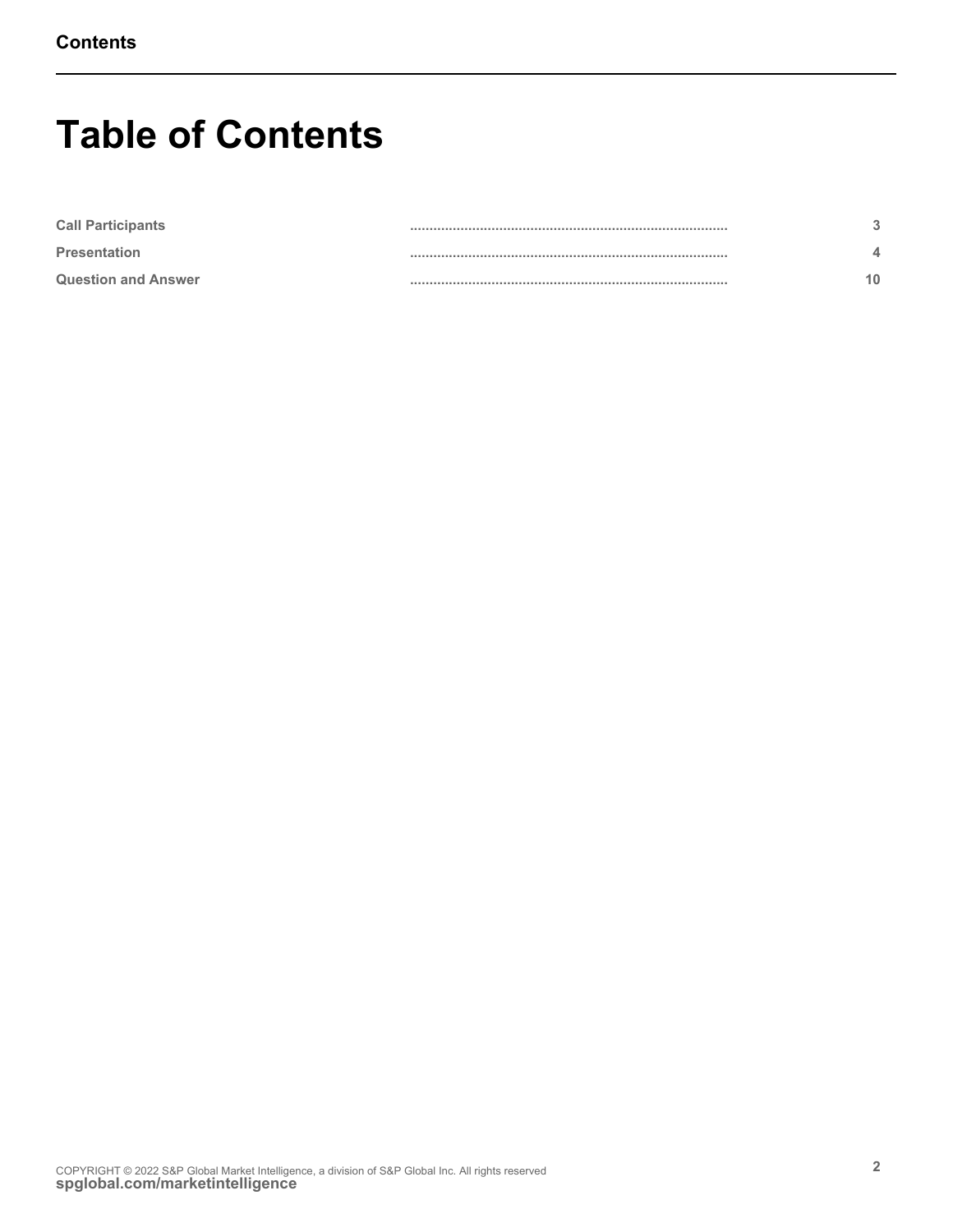# Table of Contents

| | | |
|---|---|---|
| Call Participants | .................................................................................. | 3 |
| Presentation | .................................................................................. | 4 |
| Question and Answer | .................................................................................. | 10 |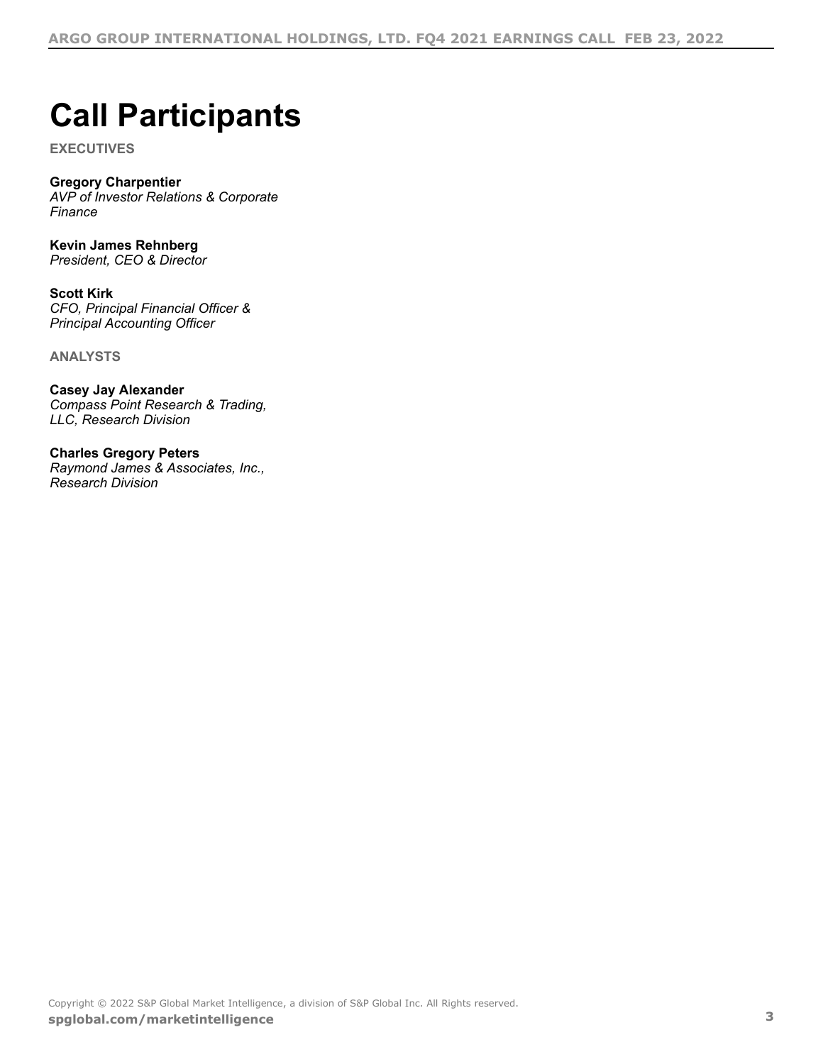# Call Participants

**EXECUTIVES**

**Gregory Charpentier**
*AVP of Investor Relations & Corporate Finance*

**Kevin James Rehnberg**
*President, CEO & Director*

**Scott Kirk**
*CFO, Principal Financial Officer & Principal Accounting Officer*

**ANALYSTS**

**Casey Jay Alexander**
*Compass Point Research & Trading, LLC, Research Division*

**Charles Gregory Peters**
*Raymond James & Associates, Inc., Research Division*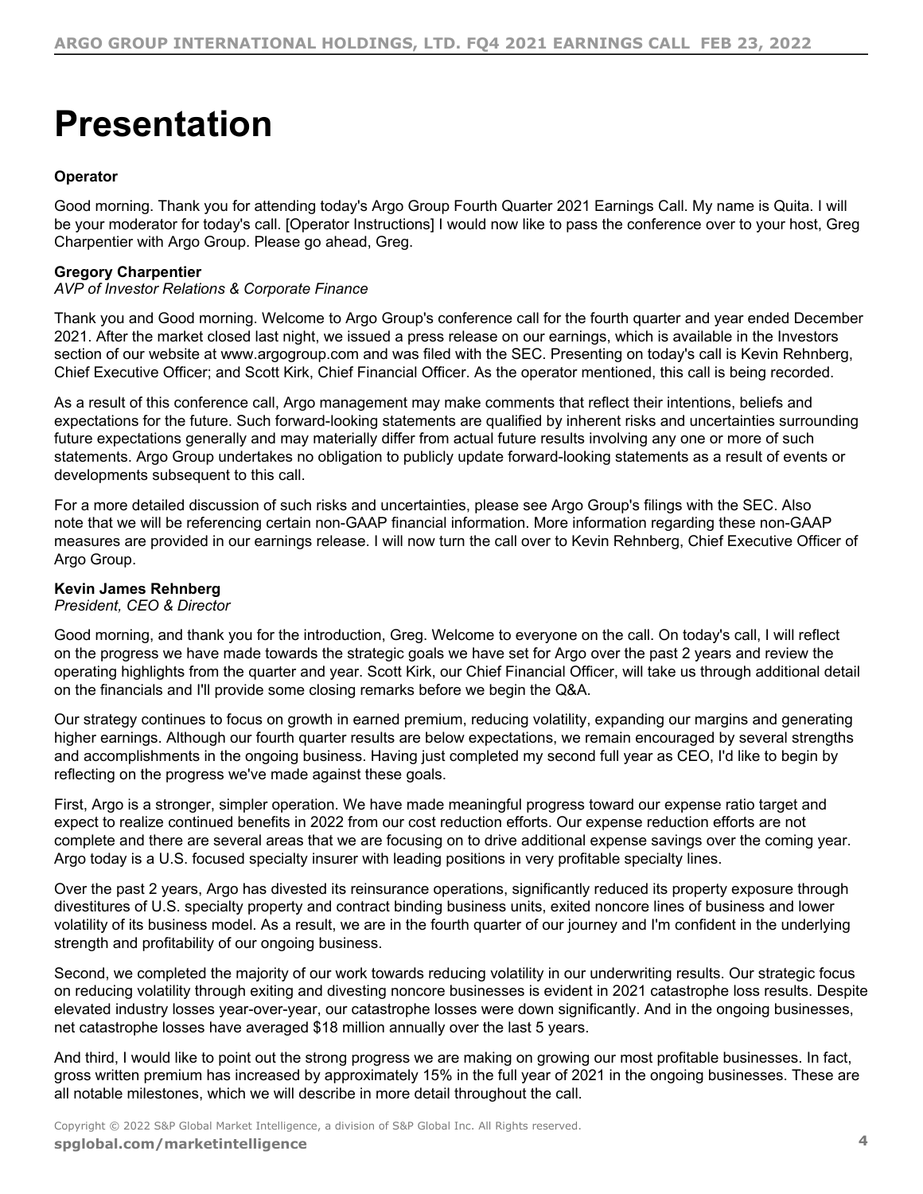# Presentation

**Operator**

Good morning. Thank you for attending today's Argo Group Fourth Quarter 2021 Earnings Call. My name is Quita. I will be your moderator for today's call. [Operator Instructions] I would now like to pass the conference over to your host, Greg Charpentier with Argo Group. Please go ahead, Greg.

**Gregory Charpentier**
*AVP of Investor Relations & Corporate Finance*

Thank you and Good morning. Welcome to Argo Group's conference call for the fourth quarter and year ended December 2021. After the market closed last night, we issued a press release on our earnings, which is available in the Investors section of our website at www.argogroup.com and was filed with the SEC. Presenting on today's call is Kevin Rehnberg, Chief Executive Officer; and Scott Kirk, Chief Financial Officer. As the operator mentioned, this call is being recorded.

As a result of this conference call, Argo management may make comments that reflect their intentions, beliefs and expectations for the future. Such forward-looking statements are qualified by inherent risks and uncertainties surrounding future expectations generally and may materially differ from actual future results involving any one or more of such statements. Argo Group undertakes no obligation to publicly update forward-looking statements as a result of events or developments subsequent to this call.

For a more detailed discussion of such risks and uncertainties, please see Argo Group's filings with the SEC. Also note that we will be referencing certain non-GAAP financial information. More information regarding these non-GAAP measures are provided in our earnings release. I will now turn the call over to Kevin Rehnberg, Chief Executive Officer of Argo Group.

**Kevin James Rehnberg**
*President, CEO & Director*

Good morning, and thank you for the introduction, Greg. Welcome to everyone on the call. On today's call, I will reflect on the progress we have made towards the strategic goals we have set for Argo over the past 2 years and review the operating highlights from the quarter and year. Scott Kirk, our Chief Financial Officer, will take us through additional detail on the financials and I'll provide some closing remarks before we begin the Q&A.

Our strategy continues to focus on growth in earned premium, reducing volatility, expanding our margins and generating higher earnings. Although our fourth quarter results are below expectations, we remain encouraged by several strengths and accomplishments in the ongoing business. Having just completed my second full year as CEO, I'd like to begin by reflecting on the progress we've made against these goals.

First, Argo is a stronger, simpler operation. We have made meaningful progress toward our expense ratio target and expect to realize continued benefits in 2022 from our cost reduction efforts. Our expense reduction efforts are not complete and there are several areas that we are focusing on to drive additional expense savings over the coming year. Argo today is a U.S. focused specialty insurer with leading positions in very profitable specialty lines.

Over the past 2 years, Argo has divested its reinsurance operations, significantly reduced its property exposure through divestitures of U.S. specialty property and contract binding business units, exited noncore lines of business and lower volatility of its business model. As a result, we are in the fourth quarter of our journey and I'm confident in the underlying strength and profitability of our ongoing business.

Second, we completed the majority of our work towards reducing volatility in our underwriting results. Our strategic focus on reducing volatility through exiting and divesting noncore businesses is evident in 2021 catastrophe loss results. Despite elevated industry losses year-over-year, our catastrophe losses were down significantly. And in the ongoing businesses, net catastrophe losses have averaged $18 million annually over the last 5 years.

And third, I would like to point out the strong progress we are making on growing our most profitable businesses. In fact, gross written premium has increased by approximately 15% in the full year of 2021 in the ongoing businesses. These are all notable milestones, which we will describe in more detail throughout the call.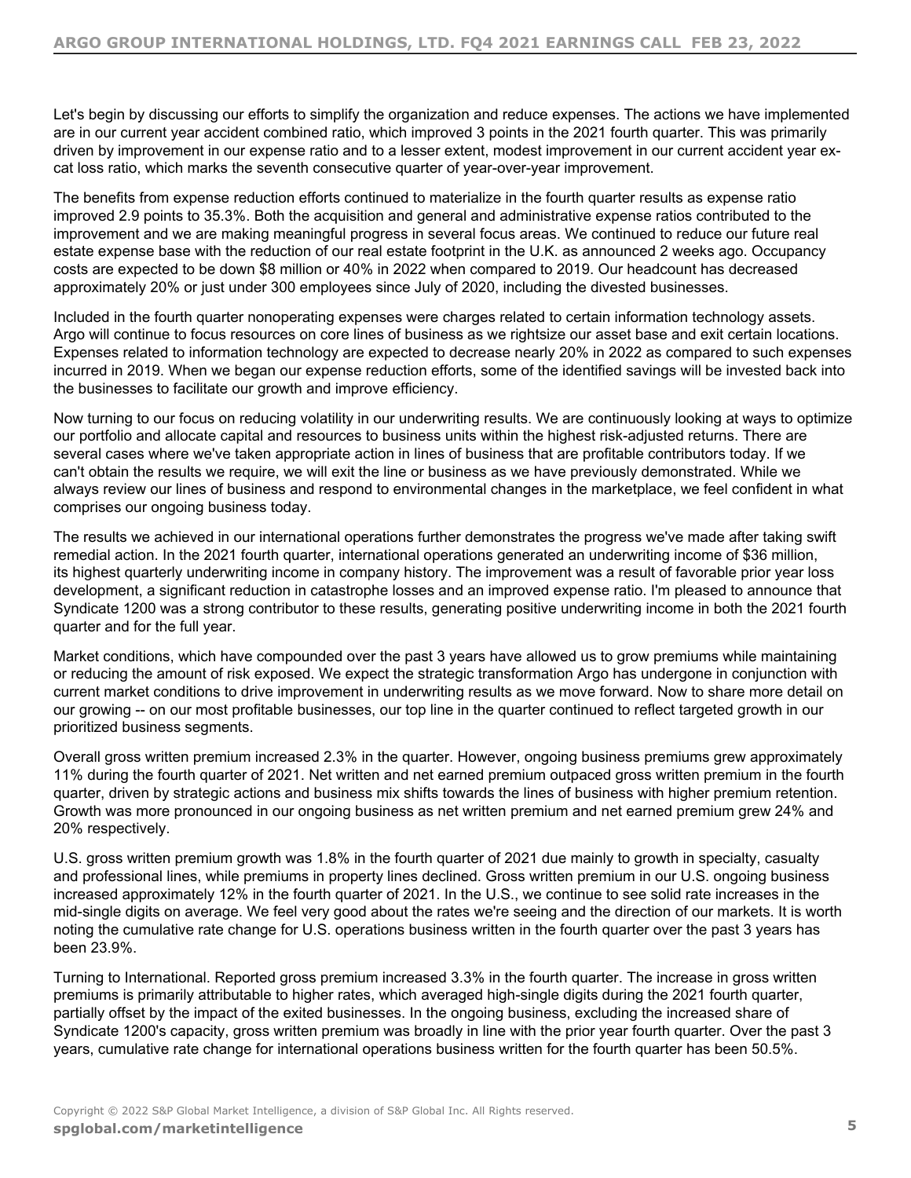Let's begin by discussing our efforts to simplify the organization and reduce expenses. The actions we have implemented are in our current year accident combined ratio, which improved 3 points in the 2021 fourth quarter. This was primarily driven by improvement in our expense ratio and to a lesser extent, modest improvement in our current accident year ex-cat loss ratio, which marks the seventh consecutive quarter of year-over-year improvement.

The benefits from expense reduction efforts continued to materialize in the fourth quarter results as expense ratio improved 2.9 points to 35.3%. Both the acquisition and general and administrative expense ratios contributed to the improvement and we are making meaningful progress in several focus areas. We continued to reduce our future real estate expense base with the reduction of our real estate footprint in the U.K. as announced 2 weeks ago. Occupancy costs are expected to be down $8 million or 40% in 2022 when compared to 2019. Our headcount has decreased approximately 20% or just under 300 employees since July of 2020, including the divested businesses.

Included in the fourth quarter nonoperating expenses were charges related to certain information technology assets. Argo will continue to focus resources on core lines of business as we rightsize our asset base and exit certain locations. Expenses related to information technology are expected to decrease nearly 20% in 2022 as compared to such expenses incurred in 2019. When we began our expense reduction efforts, some of the identified savings will be invested back into the businesses to facilitate our growth and improve efficiency.

Now turning to our focus on reducing volatility in our underwriting results. We are continuously looking at ways to optimize our portfolio and allocate capital and resources to business units within the highest risk-adjusted returns. There are several cases where we've taken appropriate action in lines of business that are profitable contributors today. If we can't obtain the results we require, we will exit the line or business as we have previously demonstrated. While we always review our lines of business and respond to environmental changes in the marketplace, we feel confident in what comprises our ongoing business today.

The results we achieved in our international operations further demonstrates the progress we've made after taking swift remedial action. In the 2021 fourth quarter, international operations generated an underwriting income of $36 million, its highest quarterly underwriting income in company history. The improvement was a result of favorable prior year loss development, a significant reduction in catastrophe losses and an improved expense ratio. I'm pleased to announce that Syndicate 1200 was a strong contributor to these results, generating positive underwriting income in both the 2021 fourth quarter and for the full year.

Market conditions, which have compounded over the past 3 years have allowed us to grow premiums while maintaining or reducing the amount of risk exposed. We expect the strategic transformation Argo has undergone in conjunction with current market conditions to drive improvement in underwriting results as we move forward. Now to share more detail on our growing -- on our most profitable businesses, our top line in the quarter continued to reflect targeted growth in our prioritized business segments.

Overall gross written premium increased 2.3% in the quarter. However, ongoing business premiums grew approximately 11% during the fourth quarter of 2021. Net written and net earned premium outpaced gross written premium in the fourth quarter, driven by strategic actions and business mix shifts towards the lines of business with higher premium retention. Growth was more pronounced in our ongoing business as net written premium and net earned premium grew 24% and 20% respectively.

U.S. gross written premium growth was 1.8% in the fourth quarter of 2021 due mainly to growth in specialty, casualty and professional lines, while premiums in property lines declined. Gross written premium in our U.S. ongoing business increased approximately 12% in the fourth quarter of 2021. In the U.S., we continue to see solid rate increases in the mid-single digits on average. We feel very good about the rates we're seeing and the direction of our markets. It is worth noting the cumulative rate change for U.S. operations business written in the fourth quarter over the past 3 years has been 23.9%.

Turning to International. Reported gross premium increased 3.3% in the fourth quarter. The increase in gross written premiums is primarily attributable to higher rates, which averaged high-single digits during the 2021 fourth quarter, partially offset by the impact of the exited businesses. In the ongoing business, excluding the increased share of Syndicate 1200's capacity, gross written premium was broadly in line with the prior year fourth quarter. Over the past 3 years, cumulative rate change for international operations business written for the fourth quarter has been 50.5%.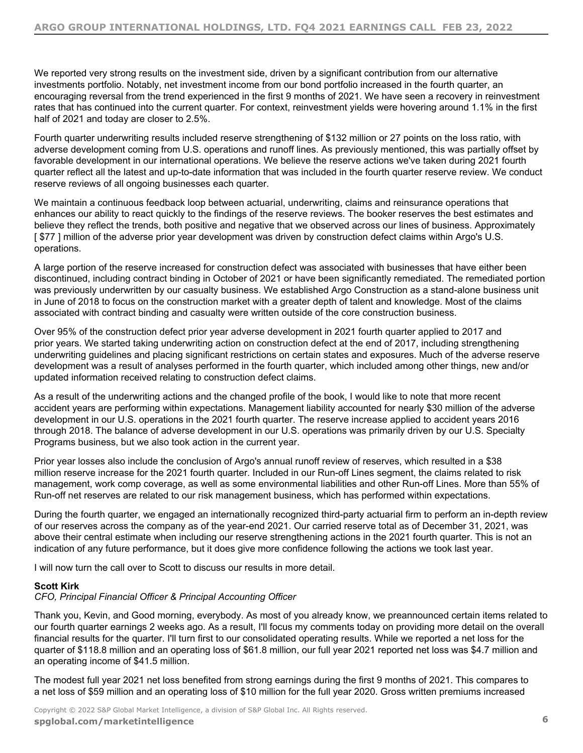We reported very strong results on the investment side, driven by a significant contribution from our alternative investments portfolio. Notably, net investment income from our bond portfolio increased in the fourth quarter, an encouraging reversal from the trend experienced in the first 9 months of 2021. We have seen a recovery in reinvestment rates that has continued into the current quarter. For context, reinvestment yields were hovering around 1.1% in the first half of 2021 and today are closer to 2.5%.

Fourth quarter underwriting results included reserve strengthening of $132 million or 27 points on the loss ratio, with adverse development coming from U.S. operations and runoff lines. As previously mentioned, this was partially offset by favorable development in our international operations. We believe the reserve actions we've taken during 2021 fourth quarter reflect all the latest and up-to-date information that was included in the fourth quarter reserve review. We conduct reserve reviews of all ongoing businesses each quarter.

We maintain a continuous feedback loop between actuarial, underwriting, claims and reinsurance operations that enhances our ability to react quickly to the findings of the reserve reviews. The booker reserves the best estimates and believe they reflect the trends, both positive and negative that we observed across our lines of business. Approximately [ $77 ] million of the adverse prior year development was driven by construction defect claims within Argo's U.S. operations.

A large portion of the reserve increased for construction defect was associated with businesses that have either been discontinued, including contract binding in October of 2021 or have been significantly remediated. The remediated portion was previously underwritten by our casualty business. We established Argo Construction as a stand-alone business unit in June of 2018 to focus on the construction market with a greater depth of talent and knowledge. Most of the claims associated with contract binding and casualty were written outside of the core construction business.

Over 95% of the construction defect prior year adverse development in 2021 fourth quarter applied to 2017 and prior years. We started taking underwriting action on construction defect at the end of 2017, including strengthening underwriting guidelines and placing significant restrictions on certain states and exposures. Much of the adverse reserve development was a result of analyses performed in the fourth quarter, which included among other things, new and/or updated information received relating to construction defect claims.

As a result of the underwriting actions and the changed profile of the book, I would like to note that more recent accident years are performing within expectations. Management liability accounted for nearly $30 million of the adverse development in our U.S. operations in the 2021 fourth quarter. The reserve increase applied to accident years 2016 through 2018. The balance of adverse development in our U.S. operations was primarily driven by our U.S. Specialty Programs business, but we also took action in the current year.

Prior year losses also include the conclusion of Argo's annual runoff review of reserves, which resulted in a $38 million reserve increase for the 2021 fourth quarter. Included in our Run-off Lines segment, the claims related to risk management, work comp coverage, as well as some environmental liabilities and other Run-off Lines. More than 55% of Run-off net reserves are related to our risk management business, which has performed within expectations.

During the fourth quarter, we engaged an internationally recognized third-party actuarial firm to perform an in-depth review of our reserves across the company as of the year-end 2021. Our carried reserve total as of December 31, 2021, was above their central estimate when including our reserve strengthening actions in the 2021 fourth quarter. This is not an indication of any future performance, but it does give more confidence following the actions we took last year.

I will now turn the call over to Scott to discuss our results in more detail.

**Scott Kirk**
*CFO, Principal Financial Officer & Principal Accounting Officer*

Thank you, Kevin, and Good morning, everybody. As most of you already know, we preannounced certain items related to our fourth quarter earnings 2 weeks ago. As a result, I'll focus my comments today on providing more detail on the overall financial results for the quarter. I'll turn first to our consolidated operating results. While we reported a net loss for the quarter of $118.8 million and an operating loss of $61.8 million, our full year 2021 reported net loss was $4.7 million and an operating income of $41.5 million.

The modest full year 2021 net loss benefited from strong earnings during the first 9 months of 2021. This compares to a net loss of $59 million and an operating loss of $10 million for the full year 2020. Gross written premiums increased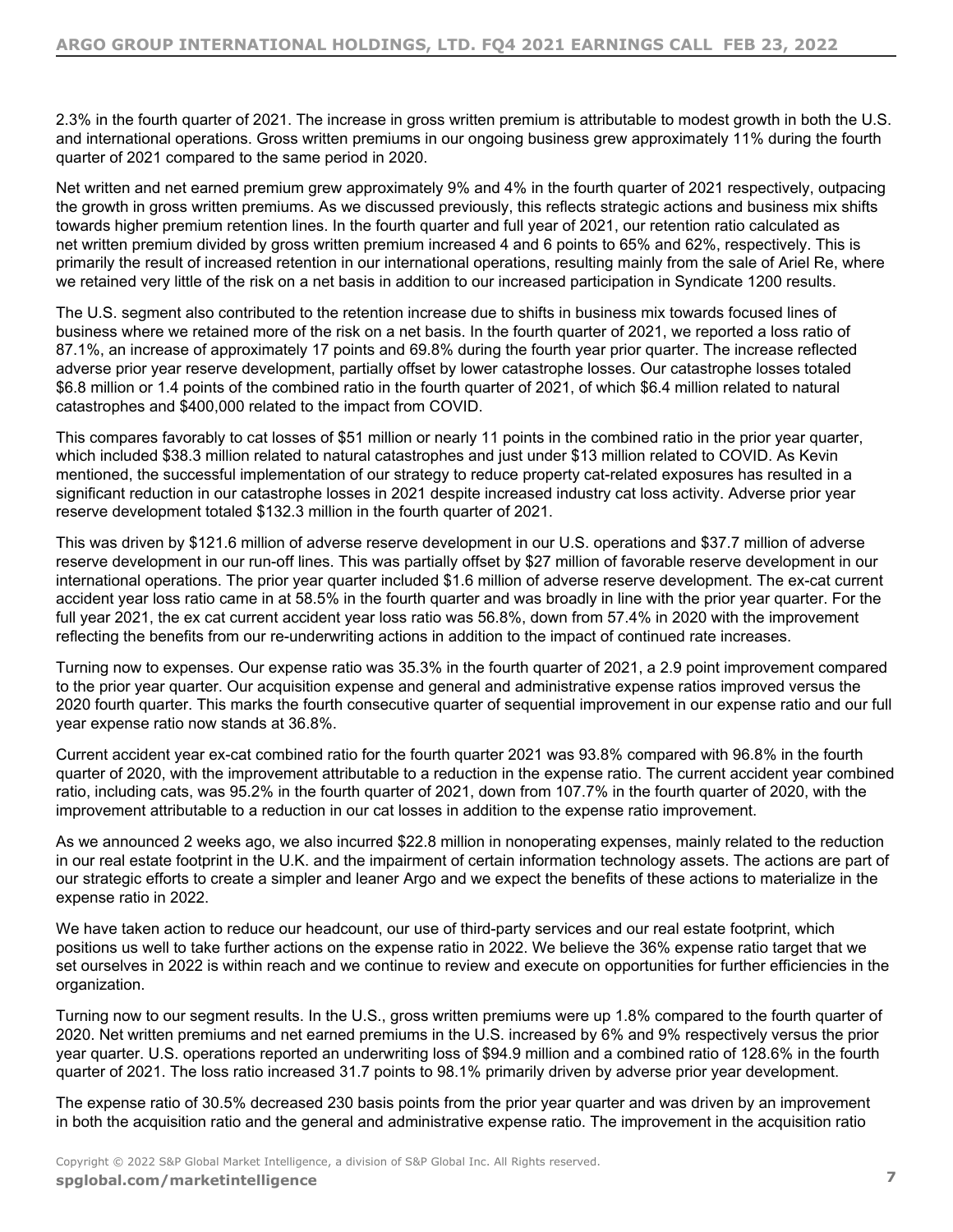2.3% in the fourth quarter of 2021. The increase in gross written premium is attributable to modest growth in both the U.S. and international operations. Gross written premiums in our ongoing business grew approximately 11% during the fourth quarter of 2021 compared to the same period in 2020.

Net written and net earned premium grew approximately 9% and 4% in the fourth quarter of 2021 respectively, outpacing the growth in gross written premiums. As we discussed previously, this reflects strategic actions and business mix shifts towards higher premium retention lines. In the fourth quarter and full year of 2021, our retention ratio calculated as net written premium divided by gross written premium increased 4 and 6 points to 65% and 62%, respectively. This is primarily the result of increased retention in our international operations, resulting mainly from the sale of Ariel Re, where we retained very little of the risk on a net basis in addition to our increased participation in Syndicate 1200 results.

The U.S. segment also contributed to the retention increase due to shifts in business mix towards focused lines of business where we retained more of the risk on a net basis. In the fourth quarter of 2021, we reported a loss ratio of 87.1%, an increase of approximately 17 points and 69.8% during the fourth year prior quarter. The increase reflected adverse prior year reserve development, partially offset by lower catastrophe losses. Our catastrophe losses totaled $6.8 million or 1.4 points of the combined ratio in the fourth quarter of 2021, of which $6.4 million related to natural catastrophes and $400,000 related to the impact from COVID.

This compares favorably to cat losses of $51 million or nearly 11 points in the combined ratio in the prior year quarter, which included $38.3 million related to natural catastrophes and just under $13 million related to COVID. As Kevin mentioned, the successful implementation of our strategy to reduce property cat-related exposures has resulted in a significant reduction in our catastrophe losses in 2021 despite increased industry cat loss activity. Adverse prior year reserve development totaled $132.3 million in the fourth quarter of 2021.

This was driven by $121.6 million of adverse reserve development in our U.S. operations and $37.7 million of adverse reserve development in our run-off lines. This was partially offset by $27 million of favorable reserve development in our international operations. The prior year quarter included $1.6 million of adverse reserve development. The ex-cat current accident year loss ratio came in at 58.5% in the fourth quarter and was broadly in line with the prior year quarter. For the full year 2021, the ex cat current accident year loss ratio was 56.8%, down from 57.4% in 2020 with the improvement reflecting the benefits from our re-underwriting actions in addition to the impact of continued rate increases.

Turning now to expenses. Our expense ratio was 35.3% in the fourth quarter of 2021, a 2.9 point improvement compared to the prior year quarter. Our acquisition expense and general and administrative expense ratios improved versus the 2020 fourth quarter. This marks the fourth consecutive quarter of sequential improvement in our expense ratio and our full year expense ratio now stands at 36.8%.

Current accident year ex-cat combined ratio for the fourth quarter 2021 was 93.8% compared with 96.8% in the fourth quarter of 2020, with the improvement attributable to a reduction in the expense ratio. The current accident year combined ratio, including cats, was 95.2% in the fourth quarter of 2021, down from 107.7% in the fourth quarter of 2020, with the improvement attributable to a reduction in our cat losses in addition to the expense ratio improvement.

As we announced 2 weeks ago, we also incurred $22.8 million in nonoperating expenses, mainly related to the reduction in our real estate footprint in the U.K. and the impairment of certain information technology assets. The actions are part of our strategic efforts to create a simpler and leaner Argo and we expect the benefits of these actions to materialize in the expense ratio in 2022.

We have taken action to reduce our headcount, our use of third-party services and our real estate footprint, which positions us well to take further actions on the expense ratio in 2022. We believe the 36% expense ratio target that we set ourselves in 2022 is within reach and we continue to review and execute on opportunities for further efficiencies in the organization.

Turning now to our segment results. In the U.S., gross written premiums were up 1.8% compared to the fourth quarter of 2020. Net written premiums and net earned premiums in the U.S. increased by 6% and 9% respectively versus the prior year quarter. U.S. operations reported an underwriting loss of $94.9 million and a combined ratio of 128.6% in the fourth quarter of 2021. The loss ratio increased 31.7 points to 98.1% primarily driven by adverse prior year development.

The expense ratio of 30.5% decreased 230 basis points from the prior year quarter and was driven by an improvement in both the acquisition ratio and the general and administrative expense ratio. The improvement in the acquisition ratio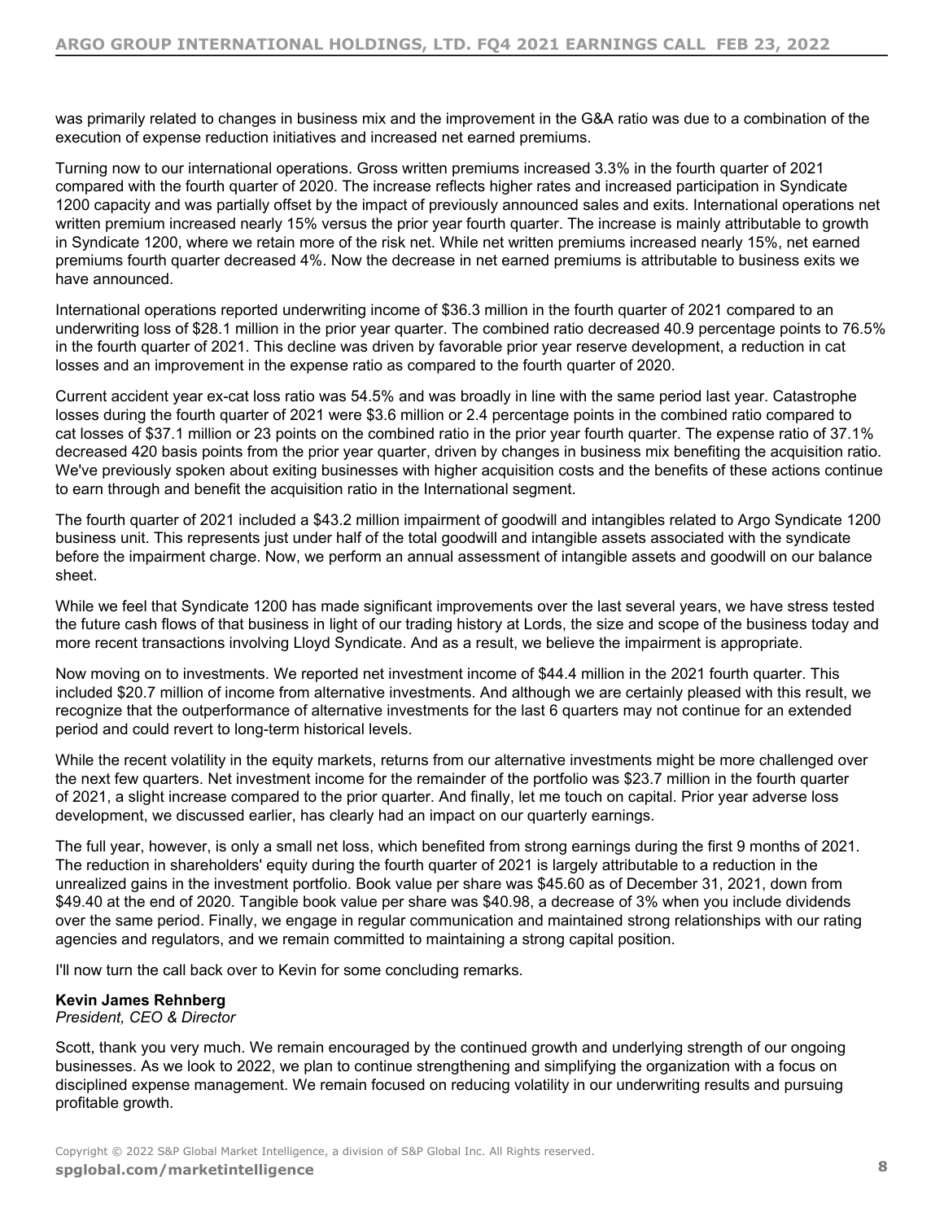was primarily related to changes in business mix and the improvement in the G&A ratio was due to a combination of the execution of expense reduction initiatives and increased net earned premiums.

Turning now to our international operations. Gross written premiums increased 3.3% in the fourth quarter of 2021 compared with the fourth quarter of 2020. The increase reflects higher rates and increased participation in Syndicate 1200 capacity and was partially offset by the impact of previously announced sales and exits. International operations net written premium increased nearly 15% versus the prior year fourth quarter. The increase is mainly attributable to growth in Syndicate 1200, where we retain more of the risk net. While net written premiums increased nearly 15%, net earned premiums fourth quarter decreased 4%. Now the decrease in net earned premiums is attributable to business exits we have announced.

International operations reported underwriting income of $36.3 million in the fourth quarter of 2021 compared to an underwriting loss of $28.1 million in the prior year quarter. The combined ratio decreased 40.9 percentage points to 76.5% in the fourth quarter of 2021. This decline was driven by favorable prior year reserve development, a reduction in cat losses and an improvement in the expense ratio as compared to the fourth quarter of 2020.

Current accident year ex-cat loss ratio was 54.5% and was broadly in line with the same period last year. Catastrophe losses during the fourth quarter of 2021 were $3.6 million or 2.4 percentage points in the combined ratio compared to cat losses of $37.1 million or 23 points on the combined ratio in the prior year fourth quarter. The expense ratio of 37.1% decreased 420 basis points from the prior year quarter, driven by changes in business mix benefiting the acquisition ratio. We've previously spoken about exiting businesses with higher acquisition costs and the benefits of these actions continue to earn through and benefit the acquisition ratio in the International segment.

The fourth quarter of 2021 included a $43.2 million impairment of goodwill and intangibles related to Argo Syndicate 1200 business unit. This represents just under half of the total goodwill and intangible assets associated with the syndicate before the impairment charge. Now, we perform an annual assessment of intangible assets and goodwill on our balance sheet.

While we feel that Syndicate 1200 has made significant improvements over the last several years, we have stress tested the future cash flows of that business in light of our trading history at Lords, the size and scope of the business today and more recent transactions involving Lloyd Syndicate. And as a result, we believe the impairment is appropriate.

Now moving on to investments. We reported net investment income of $44.4 million in the 2021 fourth quarter. This included $20.7 million of income from alternative investments. And although we are certainly pleased with this result, we recognize that the outperformance of alternative investments for the last 6 quarters may not continue for an extended period and could revert to long-term historical levels.

While the recent volatility in the equity markets, returns from our alternative investments might be more challenged over the next few quarters. Net investment income for the remainder of the portfolio was $23.7 million in the fourth quarter of 2021, a slight increase compared to the prior quarter. And finally, let me touch on capital. Prior year adverse loss development, we discussed earlier, has clearly had an impact on our quarterly earnings.

The full year, however, is only a small net loss, which benefited from strong earnings during the first 9 months of 2021. The reduction in shareholders' equity during the fourth quarter of 2021 is largely attributable to a reduction in the unrealized gains in the investment portfolio. Book value per share was $45.60 as of December 31, 2021, down from $49.40 at the end of 2020. Tangible book value per share was $40.98, a decrease of 3% when you include dividends over the same period. Finally, we engage in regular communication and maintained strong relationships with our rating agencies and regulators, and we remain committed to maintaining a strong capital position.

I'll now turn the call back over to Kevin for some concluding remarks.

**Kevin James Rehnberg**
*President, CEO & Director*

Scott, thank you very much. We remain encouraged by the continued growth and underlying strength of our ongoing businesses. As we look to 2022, we plan to continue strengthening and simplifying the organization with a focus on disciplined expense management. We remain focused on reducing volatility in our underwriting results and pursuing profitable growth.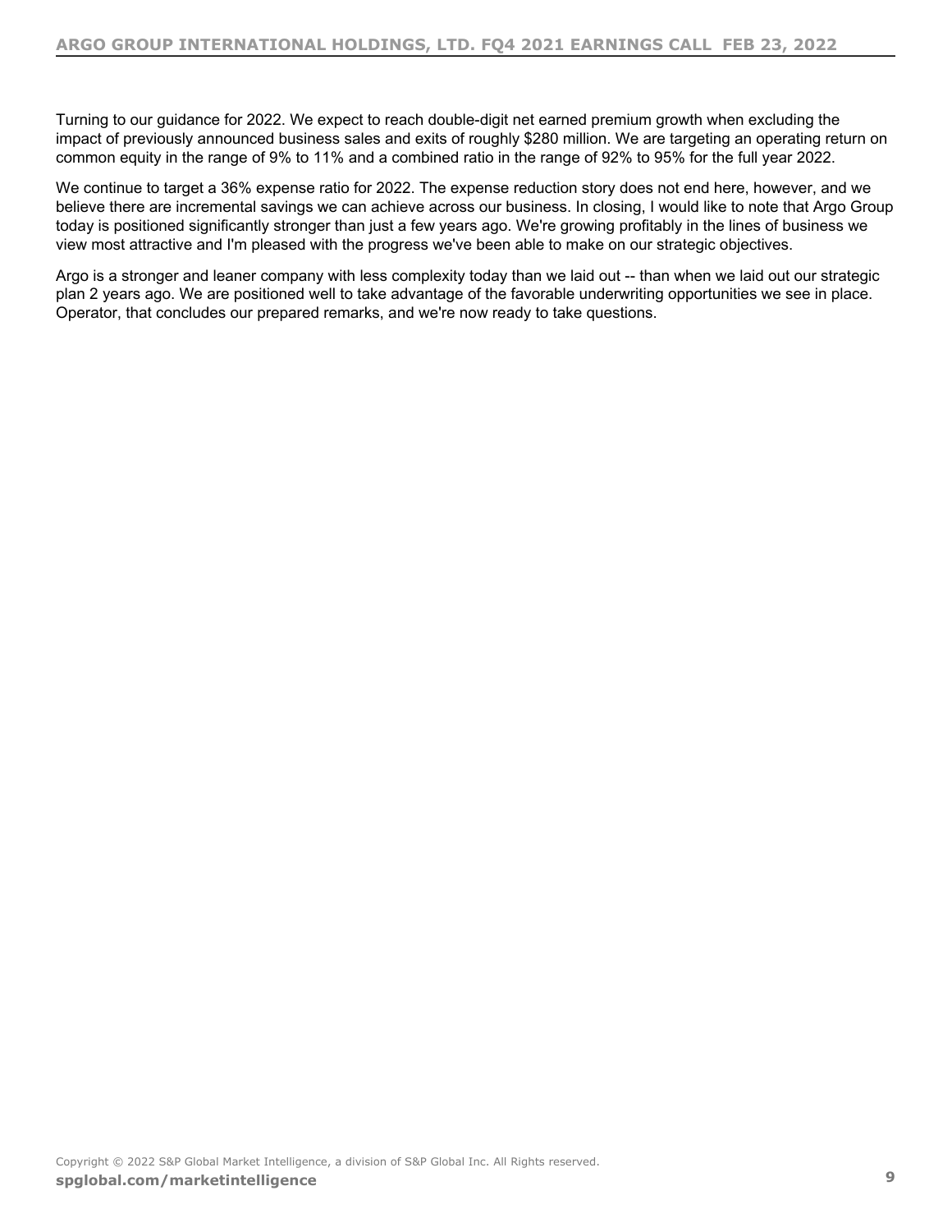Turning to our guidance for 2022. We expect to reach double-digit net earned premium growth when excluding the impact of previously announced business sales and exits of roughly $280 million. We are targeting an operating return on common equity in the range of 9% to 11% and a combined ratio in the range of 92% to 95% for the full year 2022.

We continue to target a 36% expense ratio for 2022. The expense reduction story does not end here, however, and we believe there are incremental savings we can achieve across our business. In closing, I would like to note that Argo Group today is positioned significantly stronger than just a few years ago. We're growing profitably in the lines of business we view most attractive and I'm pleased with the progress we've been able to make on our strategic objectives.

Argo is a stronger and leaner company with less complexity today than we laid out -- than when we laid out our strategic plan 2 years ago. We are positioned well to take advantage of the favorable underwriting opportunities we see in place. Operator, that concludes our prepared remarks, and we're now ready to take questions.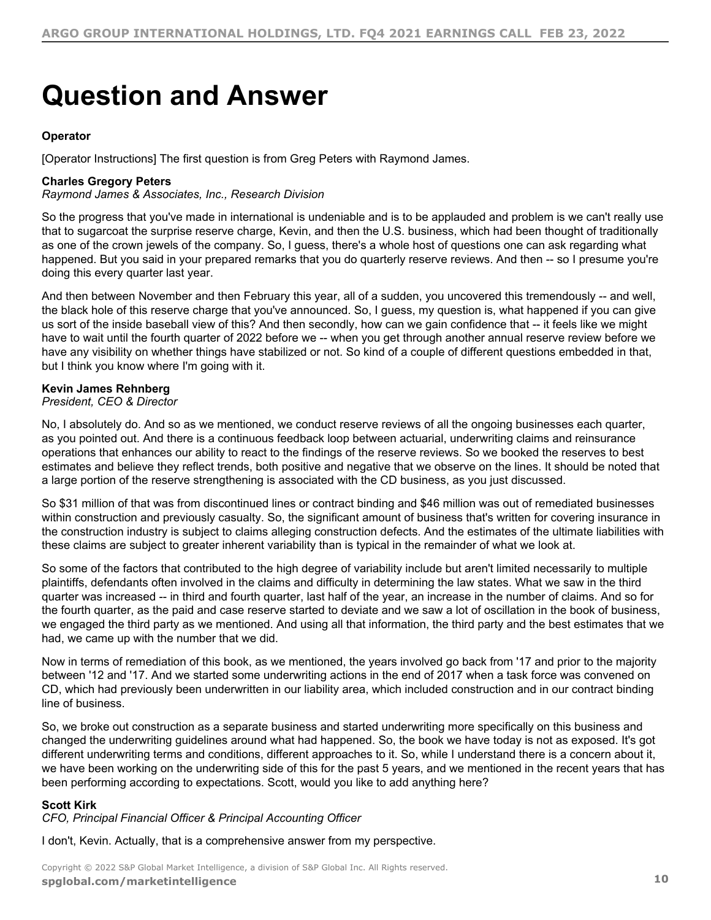# Question and Answer

**Operator**

[Operator Instructions] The first question is from Greg Peters with Raymond James.

**Charles Gregory Peters**
*Raymond James & Associates, Inc., Research Division*

So the progress that you've made in international is undeniable and is to be applauded and problem is we can't really use that to sugarcoat the surprise reserve charge, Kevin, and then the U.S. business, which had been thought of traditionally as one of the crown jewels of the company. So, I guess, there's a whole host of questions one can ask regarding what happened. But you said in your prepared remarks that you do quarterly reserve reviews. And then -- so I presume you're doing this every quarter last year.

And then between November and then February this year, all of a sudden, you uncovered this tremendously -- and well, the black hole of this reserve charge that you've announced. So, I guess, my question is, what happened if you can give us sort of the inside baseball view of this? And then secondly, how can we gain confidence that -- it feels like we might have to wait until the fourth quarter of 2022 before we -- when you get through another annual reserve review before we have any visibility on whether things have stabilized or not. So kind of a couple of different questions embedded in that, but I think you know where I'm going with it.

**Kevin James Rehnberg**
*President, CEO & Director*

No, I absolutely do. And so as we mentioned, we conduct reserve reviews of all the ongoing businesses each quarter, as you pointed out. And there is a continuous feedback loop between actuarial, underwriting claims and reinsurance operations that enhances our ability to react to the findings of the reserve reviews. So we booked the reserves to best estimates and believe they reflect trends, both positive and negative that we observe on the lines. It should be noted that a large portion of the reserve strengthening is associated with the CD business, as you just discussed.

So $31 million of that was from discontinued lines or contract binding and $46 million was out of remediated businesses within construction and previously casualty. So, the significant amount of business that's written for covering insurance in the construction industry is subject to claims alleging construction defects. And the estimates of the ultimate liabilities with these claims are subject to greater inherent variability than is typical in the remainder of what we look at.

So some of the factors that contributed to the high degree of variability include but aren't limited necessarily to multiple plaintiffs, defendants often involved in the claims and difficulty in determining the law states. What we saw in the third quarter was increased -- in third and fourth quarter, last half of the year, an increase in the number of claims. And so for the fourth quarter, as the paid and case reserve started to deviate and we saw a lot of oscillation in the book of business, we engaged the third party as we mentioned. And using all that information, the third party and the best estimates that we had, we came up with the number that we did.

Now in terms of remediation of this book, as we mentioned, the years involved go back from '17 and prior to the majority between '12 and '17. And we started some underwriting actions in the end of 2017 when a task force was convened on CD, which had previously been underwritten in our liability area, which included construction and in our contract binding line of business.

So, we broke out construction as a separate business and started underwriting more specifically on this business and changed the underwriting guidelines around what had happened. So, the book we have today is not as exposed. It's got different underwriting terms and conditions, different approaches to it. So, while I understand there is a concern about it, we have been working on the underwriting side of this for the past 5 years, and we mentioned in the recent years that has been performing according to expectations. Scott, would you like to add anything here?

**Scott Kirk**
*CFO, Principal Financial Officer & Principal Accounting Officer*

I don't, Kevin. Actually, that is a comprehensive answer from my perspective.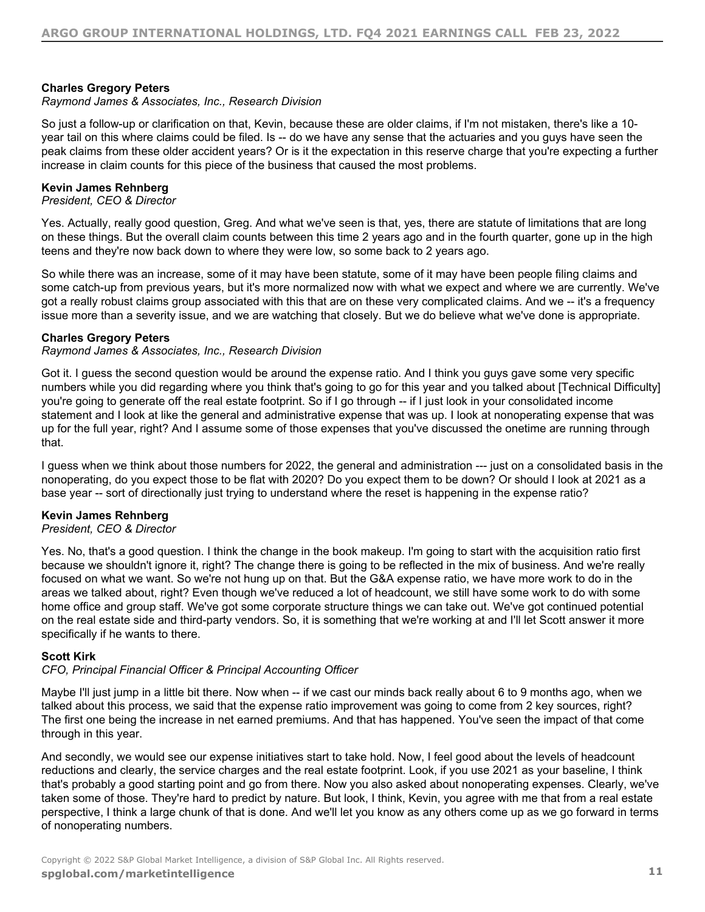**Charles Gregory Peters**
*Raymond James & Associates, Inc., Research Division*

So just a follow-up or clarification on that, Kevin, because these are older claims, if I'm not mistaken, there's like a 10-year tail on this where claims could be filed. Is -- do we have any sense that the actuaries and you guys have seen the peak claims from these older accident years? Or is it the expectation in this reserve charge that you're expecting a further increase in claim counts for this piece of the business that caused the most problems.

**Kevin James Rehnberg**
*President, CEO & Director*

Yes. Actually, really good question, Greg. And what we've seen is that, yes, there are statute of limitations that are long on these things. But the overall claim counts between this time 2 years ago and in the fourth quarter, gone up in the high teens and they're now back down to where they were low, so some back to 2 years ago.

So while there was an increase, some of it may have been statute, some of it may have been people filing claims and some catch-up from previous years, but it's more normalized now with what we expect and where we are currently. We've got a really robust claims group associated with this that are on these very complicated claims. And we -- it's a frequency issue more than a severity issue, and we are watching that closely. But we do believe what we've done is appropriate.

**Charles Gregory Peters**
*Raymond James & Associates, Inc., Research Division*

Got it. I guess the second question would be around the expense ratio. And I think you guys gave some very specific numbers while you did regarding where you think that's going to go for this year and you talked about [Technical Difficulty] you're going to generate off the real estate footprint. So if I go through -- if I just look in your consolidated income statement and I look at like the general and administrative expense that was up. I look at nonoperating expense that was up for the full year, right? And I assume some of those expenses that you've discussed the onetime are running through that.

I guess when we think about those numbers for 2022, the general and administration --- just on a consolidated basis in the nonoperating, do you expect those to be flat with 2020? Do you expect them to be down? Or should I look at 2021 as a base year -- sort of directionally just trying to understand where the reset is happening in the expense ratio?

**Kevin James Rehnberg**
*President, CEO & Director*

Yes. No, that's a good question. I think the change in the book makeup. I'm going to start with the acquisition ratio first because we shouldn't ignore it, right? The change there is going to be reflected in the mix of business. And we're really focused on what we want. So we're not hung up on that. But the G&A expense ratio, we have more work to do in the areas we talked about, right? Even though we've reduced a lot of headcount, we still have some work to do with some home office and group staff. We've got some corporate structure things we can take out. We've got continued potential on the real estate side and third-party vendors. So, it is something that we're working at and I'll let Scott answer it more specifically if he wants to there.

**Scott Kirk**
*CFO, Principal Financial Officer & Principal Accounting Officer*

Maybe I'll just jump in a little bit there. Now when -- if we cast our minds back really about 6 to 9 months ago, when we talked about this process, we said that the expense ratio improvement was going to come from 2 key sources, right? The first one being the increase in net earned premiums. And that has happened. You've seen the impact of that come through in this year.

And secondly, we would see our expense initiatives start to take hold. Now, I feel good about the levels of headcount reductions and clearly, the service charges and the real estate footprint. Look, if you use 2021 as your baseline, I think that's probably a good starting point and go from there. Now you also asked about nonoperating expenses. Clearly, we've taken some of those. They're hard to predict by nature. But look, I think, Kevin, you agree with me that from a real estate perspective, I think a large chunk of that is done. And we'll let you know as any others come up as we go forward in terms of nonoperating numbers.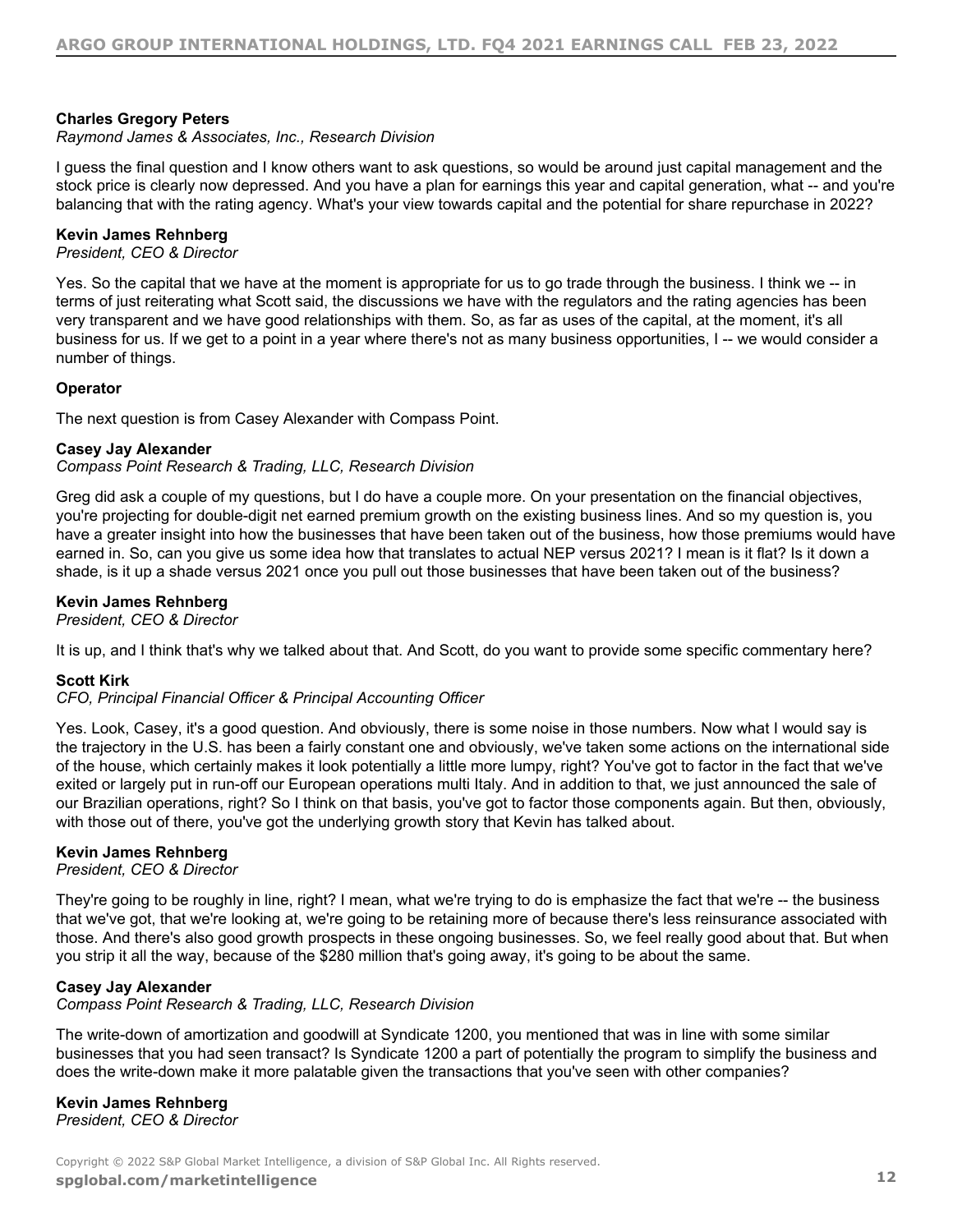**Charles Gregory Peters**
*Raymond James & Associates, Inc., Research Division*

I guess the final question and I know others want to ask questions, so would be around just capital management and the stock price is clearly now depressed. And you have a plan for earnings this year and capital generation, what -- and you're balancing that with the rating agency. What's your view towards capital and the potential for share repurchase in 2022?

**Kevin James Rehnberg**
*President, CEO & Director*

Yes. So the capital that we have at the moment is appropriate for us to go trade through the business. I think we -- in terms of just reiterating what Scott said, the discussions we have with the regulators and the rating agencies has been very transparent and we have good relationships with them. So, as far as uses of the capital, at the moment, it's all business for us. If we get to a point in a year where there's not as many business opportunities, I -- we would consider a number of things.

**Operator**

The next question is from Casey Alexander with Compass Point.

**Casey Jay Alexander**
*Compass Point Research & Trading, LLC, Research Division*

Greg did ask a couple of my questions, but I do have a couple more. On your presentation on the financial objectives, you're projecting for double-digit net earned premium growth on the existing business lines. And so my question is, you have a greater insight into how the businesses that have been taken out of the business, how those premiums would have earned in. So, can you give us some idea how that translates to actual NEP versus 2021? I mean is it flat? Is it down a shade, is it up a shade versus 2021 once you pull out those businesses that have been taken out of the business?

**Kevin James Rehnberg**
*President, CEO & Director*

It is up, and I think that's why we talked about that. And Scott, do you want to provide some specific commentary here?

**Scott Kirk**
*CFO, Principal Financial Officer & Principal Accounting Officer*

Yes. Look, Casey, it's a good question. And obviously, there is some noise in those numbers. Now what I would say is the trajectory in the U.S. has been a fairly constant one and obviously, we've taken some actions on the international side of the house, which certainly makes it look potentially a little more lumpy, right? You've got to factor in the fact that we've exited or largely put in run-off our European operations multi Italy. And in addition to that, we just announced the sale of our Brazilian operations, right? So I think on that basis, you've got to factor those components again. But then, obviously, with those out of there, you've got the underlying growth story that Kevin has talked about.

**Kevin James Rehnberg**
*President, CEO & Director*

They're going to be roughly in line, right? I mean, what we're trying to do is emphasize the fact that we're -- the business that we've got, that we're looking at, we're going to be retaining more of because there's less reinsurance associated with those. And there's also good growth prospects in these ongoing businesses. So, we feel really good about that. But when you strip it all the way, because of the $280 million that's going away, it's going to be about the same.

**Casey Jay Alexander**
*Compass Point Research & Trading, LLC, Research Division*

The write-down of amortization and goodwill at Syndicate 1200, you mentioned that was in line with some similar businesses that you had seen transact? Is Syndicate 1200 a part of potentially the program to simplify the business and does the write-down make it more palatable given the transactions that you've seen with other companies?

**Kevin James Rehnberg**
*President, CEO & Director*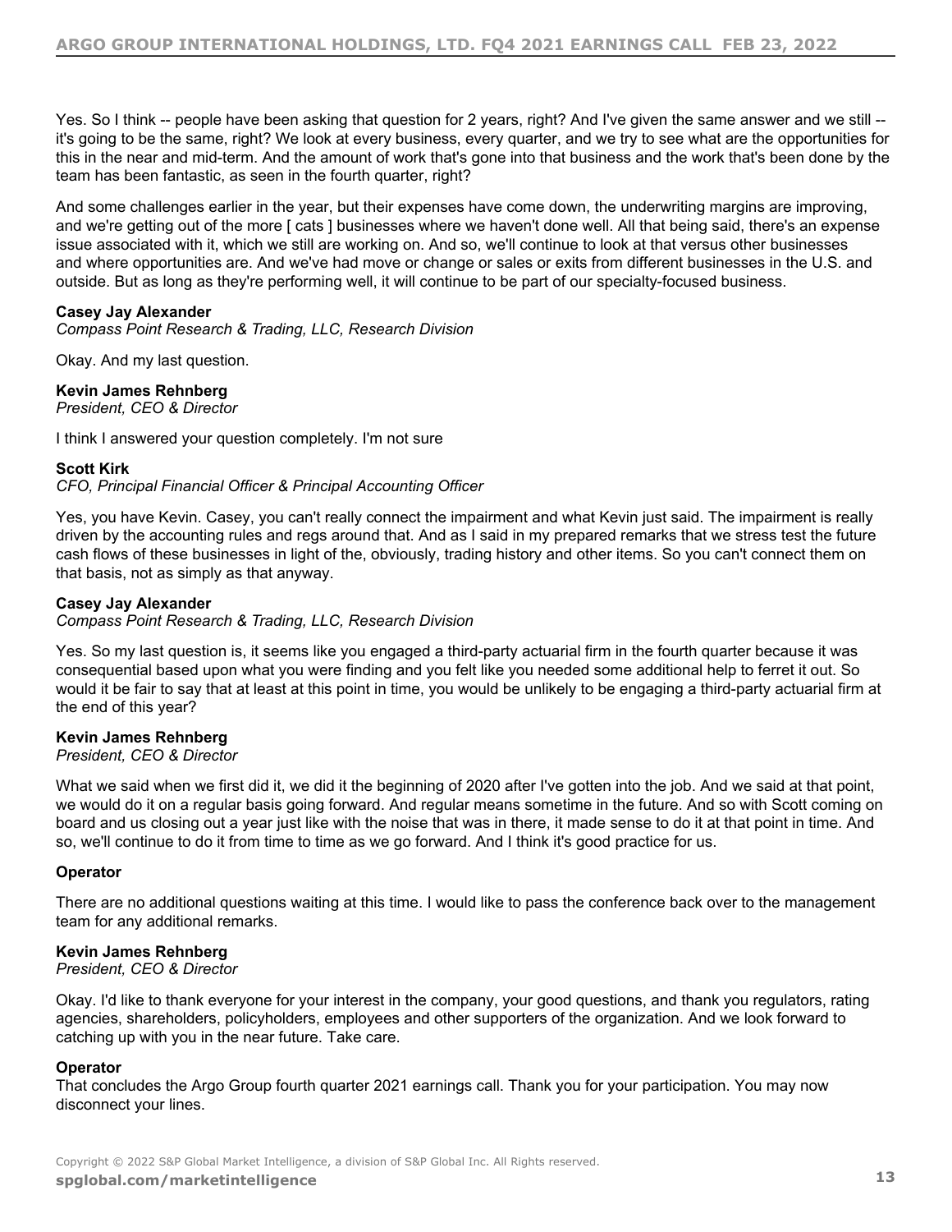Yes. So I think -- people have been asking that question for 2 years, right? And I've given the same answer and we still -- it's going to be the same, right? We look at every business, every quarter, and we try to see what are the opportunities for this in the near and mid-term. And the amount of work that's gone into that business and the work that's been done by the team has been fantastic, as seen in the fourth quarter, right?

And some challenges earlier in the year, but their expenses have come down, the underwriting margins are improving, and we're getting out of the more [ cats ] businesses where we haven't done well. All that being said, there's an expense issue associated with it, which we still are working on. And so, we'll continue to look at that versus other businesses and where opportunities are. And we've had move or change or sales or exits from different businesses in the U.S. and outside. But as long as they're performing well, it will continue to be part of our specialty-focused business.

**Casey Jay Alexander**
*Compass Point Research & Trading, LLC, Research Division*

Okay. And my last question.

**Kevin James Rehnberg**
*President, CEO & Director*

I think I answered your question completely. I'm not sure

**Scott Kirk**
*CFO, Principal Financial Officer & Principal Accounting Officer*

Yes, you have Kevin. Casey, you can't really connect the impairment and what Kevin just said. The impairment is really driven by the accounting rules and regs around that. And as I said in my prepared remarks that we stress test the future cash flows of these businesses in light of the, obviously, trading history and other items. So you can't connect them on that basis, not as simply as that anyway.

**Casey Jay Alexander**
*Compass Point Research & Trading, LLC, Research Division*

Yes. So my last question is, it seems like you engaged a third-party actuarial firm in the fourth quarter because it was consequential based upon what you were finding and you felt like you needed some additional help to ferret it out. So would it be fair to say that at least at this point in time, you would be unlikely to be engaging a third-party actuarial firm at the end of this year?

**Kevin James Rehnberg**
*President, CEO & Director*

What we said when we first did it, we did it the beginning of 2020 after I've gotten into the job. And we said at that point, we would do it on a regular basis going forward. And regular means sometime in the future. And so with Scott coming on board and us closing out a year just like with the noise that was in there, it made sense to do it at that point in time. And so, we'll continue to do it from time to time as we go forward. And I think it's good practice for us.

**Operator**

There are no additional questions waiting at this time. I would like to pass the conference back over to the management team for any additional remarks.

**Kevin James Rehnberg**
*President, CEO & Director*

Okay. I'd like to thank everyone for your interest in the company, your good questions, and thank you regulators, rating agencies, shareholders, policyholders, employees and other supporters of the organization. And we look forward to catching up with you in the near future. Take care.

**Operator**

That concludes the Argo Group fourth quarter 2021 earnings call. Thank you for your participation. You may now disconnect your lines.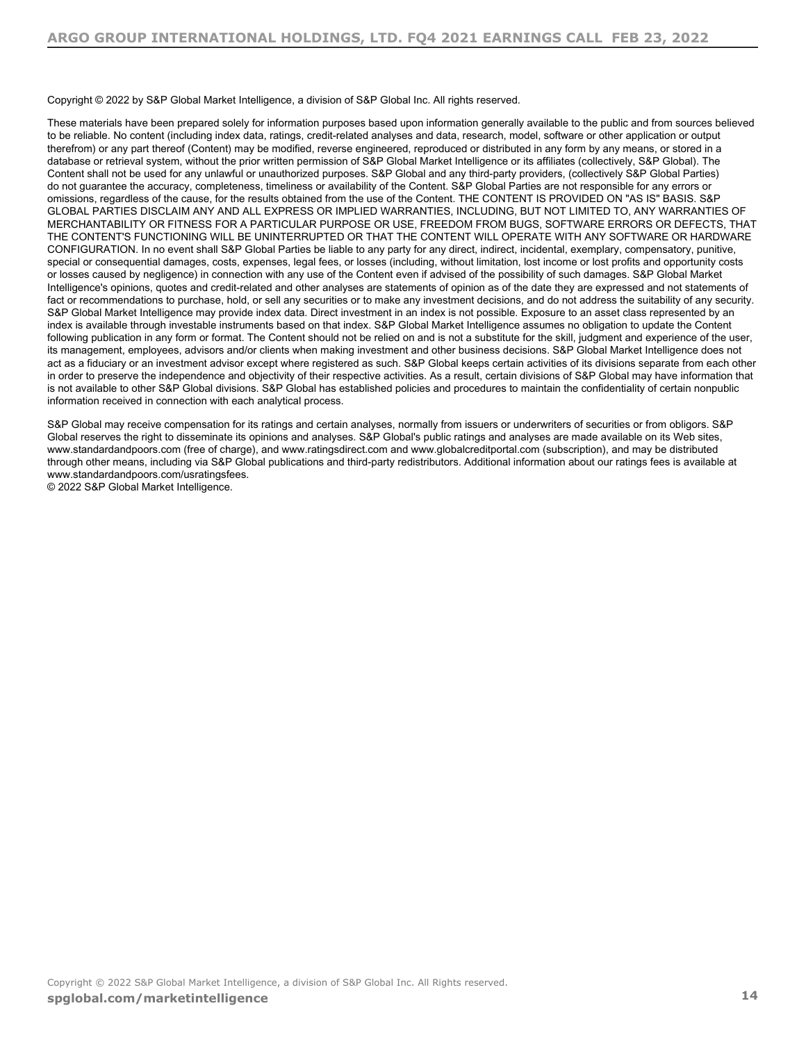Copyright © 2022 by S&P Global Market Intelligence, a division of S&P Global Inc. All rights reserved.

These materials have been prepared solely for information purposes based upon information generally available to the public and from sources believed to be reliable. No content (including index data, ratings, credit-related analyses and data, research, model, software or other application or output therefrom) or any part thereof (Content) may be modified, reverse engineered, reproduced or distributed in any form by any means, or stored in a database or retrieval system, without the prior written permission of S&P Global Market Intelligence or its affiliates (collectively, S&P Global). The Content shall not be used for any unlawful or unauthorized purposes. S&P Global and any third-party providers, (collectively S&P Global Parties) do not guarantee the accuracy, completeness, timeliness or availability of the Content. S&P Global Parties are not responsible for any errors or omissions, regardless of the cause, for the results obtained from the use of the Content. THE CONTENT IS PROVIDED ON "AS IS" BASIS. S&P GLOBAL PARTIES DISCLAIM ANY AND ALL EXPRESS OR IMPLIED WARRANTIES, INCLUDING, BUT NOT LIMITED TO, ANY WARRANTIES OF MERCHANTABILITY OR FITNESS FOR A PARTICULAR PURPOSE OR USE, FREEDOM FROM BUGS, SOFTWARE ERRORS OR DEFECTS, THAT THE CONTENT'S FUNCTIONING WILL BE UNINTERRUPTED OR THAT THE CONTENT WILL OPERATE WITH ANY SOFTWARE OR HARDWARE CONFIGURATION. In no event shall S&P Global Parties be liable to any party for any direct, indirect, incidental, exemplary, compensatory, punitive, special or consequential damages, costs, expenses, legal fees, or losses (including, without limitation, lost income or lost profits and opportunity costs or losses caused by negligence) in connection with any use of the Content even if advised of the possibility of such damages. S&P Global Market Intelligence's opinions, quotes and credit-related and other analyses are statements of opinion as of the date they are expressed and not statements of fact or recommendations to purchase, hold, or sell any securities or to make any investment decisions, and do not address the suitability of any security. S&P Global Market Intelligence may provide index data. Direct investment in an index is not possible. Exposure to an asset class represented by an index is available through investable instruments based on that index. S&P Global Market Intelligence assumes no obligation to update the Content following publication in any form or format. The Content should not be relied on and is not a substitute for the skill, judgment and experience of the user, its management, employees, advisors and/or clients when making investment and other business decisions. S&P Global Market Intelligence does not act as a fiduciary or an investment advisor except where registered as such. S&P Global keeps certain activities of its divisions separate from each other in order to preserve the independence and objectivity of their respective activities. As a result, certain divisions of S&P Global may have information that is not available to other S&P Global divisions. S&P Global has established policies and procedures to maintain the confidentiality of certain nonpublic information received in connection with each analytical process.

S&P Global may receive compensation for its ratings and certain analyses, normally from issuers or underwriters of securities or from obligors. S&P Global reserves the right to disseminate its opinions and analyses. S&P Global's public ratings and analyses are made available on its Web sites, www.standardandpoors.com (free of charge), and www.ratingsdirect.com and www.globalcreditportal.com (subscription), and may be distributed through other means, including via S&P Global publications and third-party redistributors. Additional information about our ratings fees is available at www.standardandpoors.com/usratingsfees.
© 2022 S&P Global Market Intelligence.